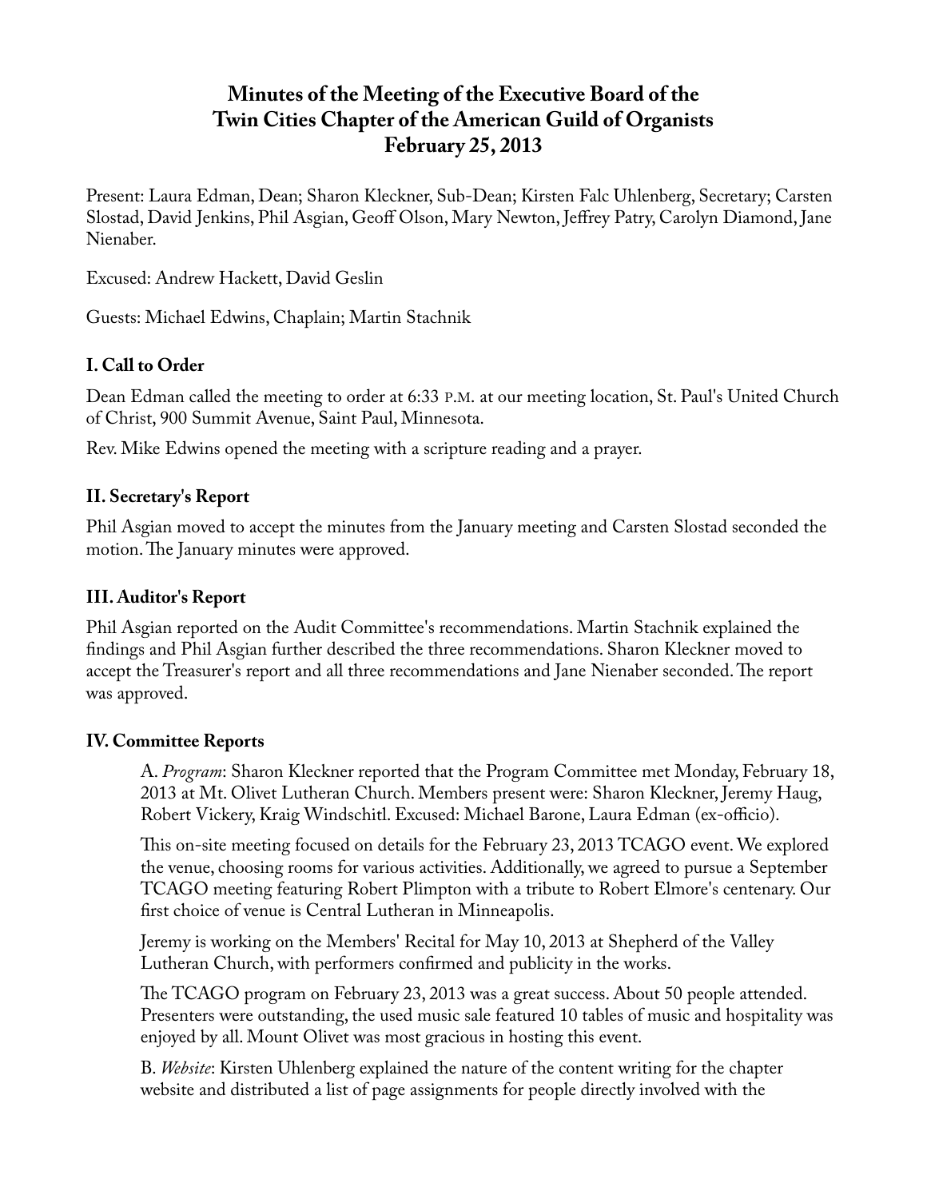# Minutes of the Meeting of the Executive Board of the Twin Cities Chapter of the American Guild of Organists February 25, 2013

Present: Laura Edman, Dean; Sharon Kleckner, Sub-Dean; Kirsten Falc Uhlenberg, Secretary; Carsten Slostad, David Jenkins, Phil Asgian, Geoff Olson, Mary Newton, Jeffrey Patry, Carolyn Diamond, Jane Nienaber.

Excused: Andrew Hackett, David Geslin

Guests: Michael Edwins, Chaplain; Martin Stachnik

## I. Call to Order

Dean Edman called the meeting to order at 6:33 P.M. at our meeting location, St. Paul's United Church of Christ, 900 Summit Avenue, Saint Paul, Minnesota.

Rev. Mike Edwins opened the meeting with a scripture reading and a prayer.

## II. Secretary's Report

Phil Asgian moved to accept the minutes from the January meeting and Carsten Slostad seconded the motion. The January minutes were approved.

## III. Auditor's Report

Phil Asgian reported on the Audit Committee's recommendations. Martin Stachnik explained the findings and Phil Asgian further described the three recommendations. Sharon Kleckner moved to accept the Treasurer's report and all three recommendations and Jane Nienaber seconded. The report was approved.

## IV. Committee Reports

A. *Program*: Sharon Kleckner reported that the Program Committee met Monday, February 18, 2013 at Mt. Olivet Lutheran Church. Members present were: Sharon Kleckner, Jeremy Haug, Robert Vickery, Kraig Windschitl. Excused: Michael Barone, Laura Edman (ex-officio).

This on-site meeting focused on details for the February 23, 2013 TCAGO event. We explored the venue, choosing rooms for various activities. Additionally, we agreed to pursue a September TCAGO meeting featuring Robert Plimpton with a tribute to Robert Elmore's centenary. Our first choice of venue is Central Lutheran in Minneapolis.

Jeremy is working on the Members' Recital for May 10, 2013 at Shepherd of the Valley Lutheran Church, with performers confirmed and publicity in the works.

The TCAGO program on February 23, 2013 was a great success. About 50 people attended. Presenters were outstanding, the used music sale featured 10 tables of music and hospitality was enjoyed by all. Mount Olivet was most gracious in hosting this event.

B. *Website*: Kirsten Uhlenberg explained the nature of the content writing for the chapter website and distributed a list of page assignments for people directly involved with the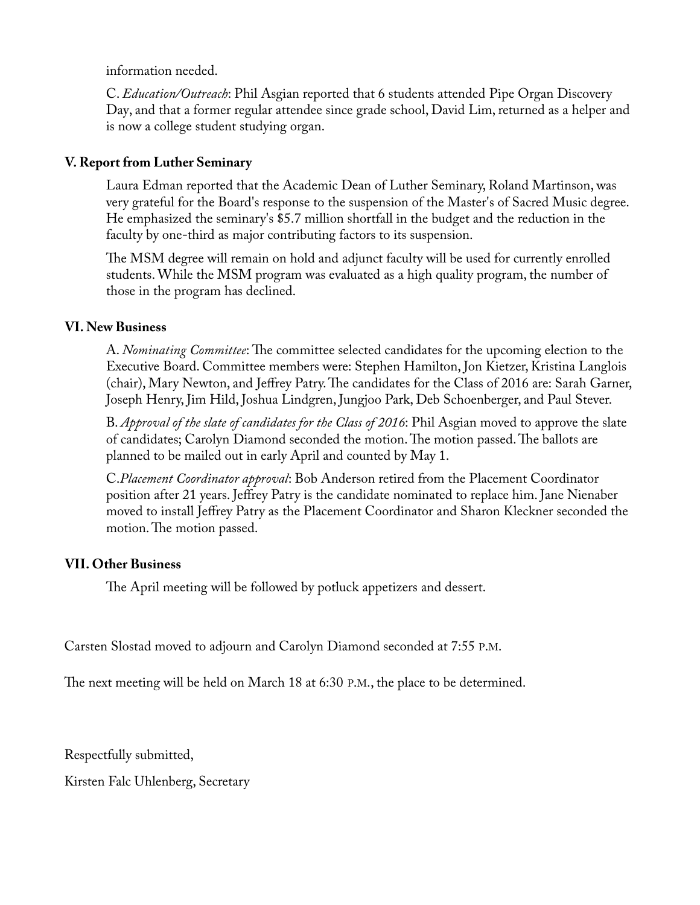information needed.

C. *Education/Outreach*: Phil Asgian reported that 6 students attended Pipe Organ Discovery Day, and that a former regular attendee since grade school, David Lim, returned as a helper and is now a college student studying organ.

### V. Report from Luther Seminary

Laura Edman reported that the Academic Dean of Luther Seminary, Roland Martinson, was very grateful for the Board's response to the suspension of the Master's of Sacred Music degree. He emphasized the seminary's $5.7 million shortfall in the budget and the reduction in the faculty by one-third as major contributing factors to its suspension.

The MSM degree will remain on hold and adjunct faculty will be used for currently enrolled students. While the MSM program was evaluated as a high quality program, the number of those in the program has declined.

### VI. New Business

A. *Nominating Committee*: The committee selected candidates for the upcoming election to the Executive Board. Committee members were: Stephen Hamilton, Jon Kietzer, Kristina Langlois (chair), Mary Newton, and Jeffrey Patry. The candidates for the Class of 2016 are: Sarah Garner, Joseph Henry, Jim Hild, Joshua Lindgren, Jungjoo Park, Deb Schoenberger, and Paul Stever.

B. *Approval of the slate of candidates for the Class of 2016*: Phil Asgian moved to approve the slate of candidates; Carolyn Diamond seconded the motion. The motion passed. The ballots are planned to be mailed out in early April and counted by May 1.

C. *Placement Coordinator approval*: Bob Anderson retired from the Placement Coordinator position after 21 years. Jeffrey Patry is the candidate nominated to replace him. Jane Nienaber moved to install Jeffrey Patry as the Placement Coordinator and Sharon Kleckner seconded the motion. The motion passed.

### VII. Other Business

The April meeting will be followed by potluck appetizers and dessert.

Carsten Slostad moved to adjourn and Carolyn Diamond seconded at 7:55 P.M.

The next meeting will be held on March 18 at 6:30 P.M., the place to be determined.

Respectfully submitted,

Kirsten Falc Uhlenberg, Secretary